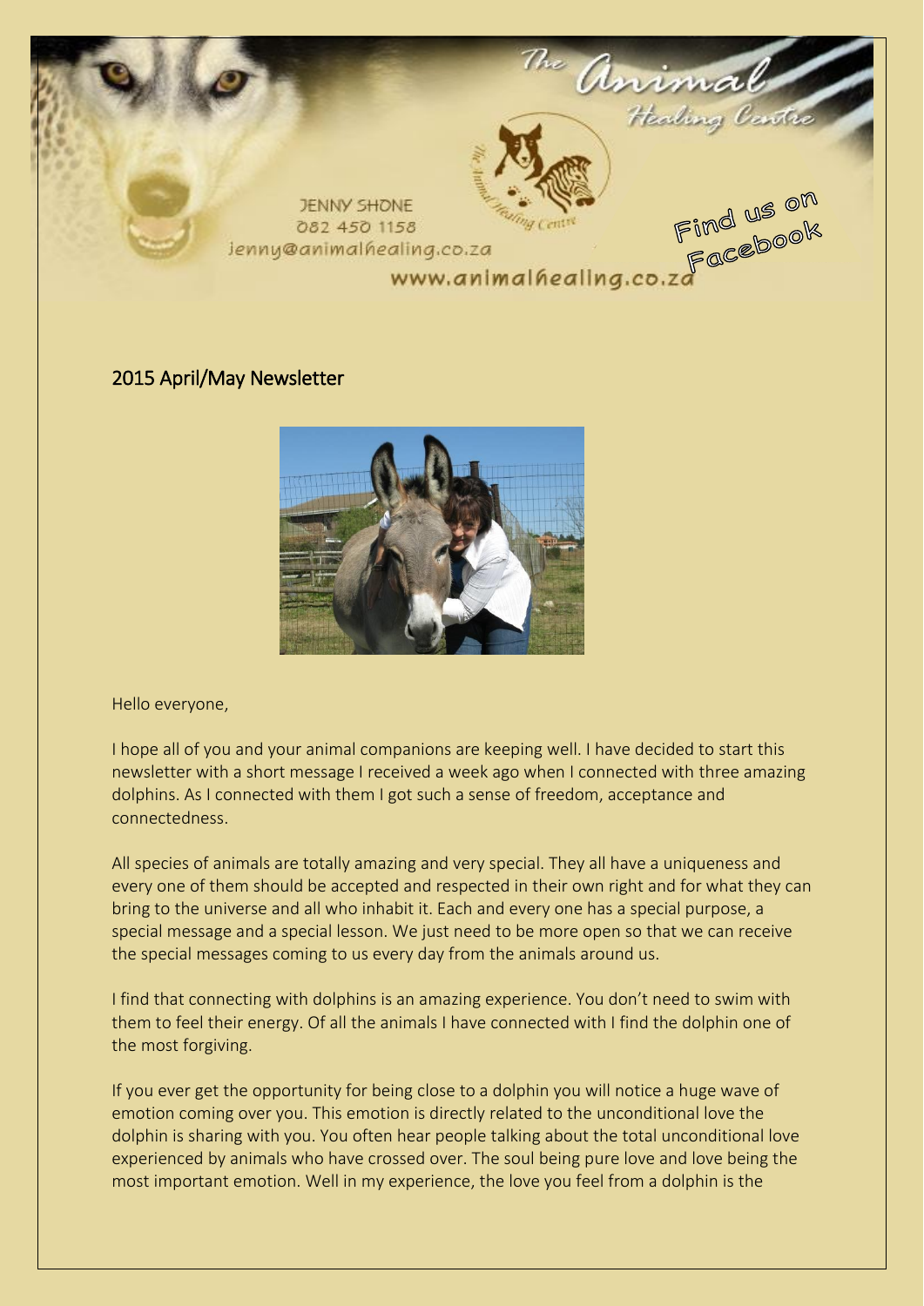The Animal Healing Centre

JENNY SHONE
082 450 1158
jenny@animalhealing.co.za
www.animalhealing.co.za

Find us on Facebook

## 2015 April/May Newsletter

Hello everyone,

I hope all of you and your animal companions are keeping well. I have decided to start this newsletter with a short message I received a week ago when I connected with three amazing dolphins. As I connected with them I got such a sense of freedom, acceptance and connectedness.

All species of animals are totally amazing and very special. They all have a uniqueness and every one of them should be accepted and respected in their own right and for what they can bring to the universe and all who inhabit it. Each and every one has a special purpose, a special message and a special lesson. We just need to be more open so that we can receive the special messages coming to us every day from the animals around us.

I find that connecting with dolphins is an amazing experience. You don't need to swim with them to feel their energy. Of all the animals I have connected with I find the dolphin one of the most forgiving.

If you ever get the opportunity for being close to a dolphin you will notice a huge wave of emotion coming over you. This emotion is directly related to the unconditional love the dolphin is sharing with you. You often hear people talking about the total unconditional love experienced by animals who have crossed over. The soul being pure love and love being the most important emotion. Well in my experience, the love you feel from a dolphin is the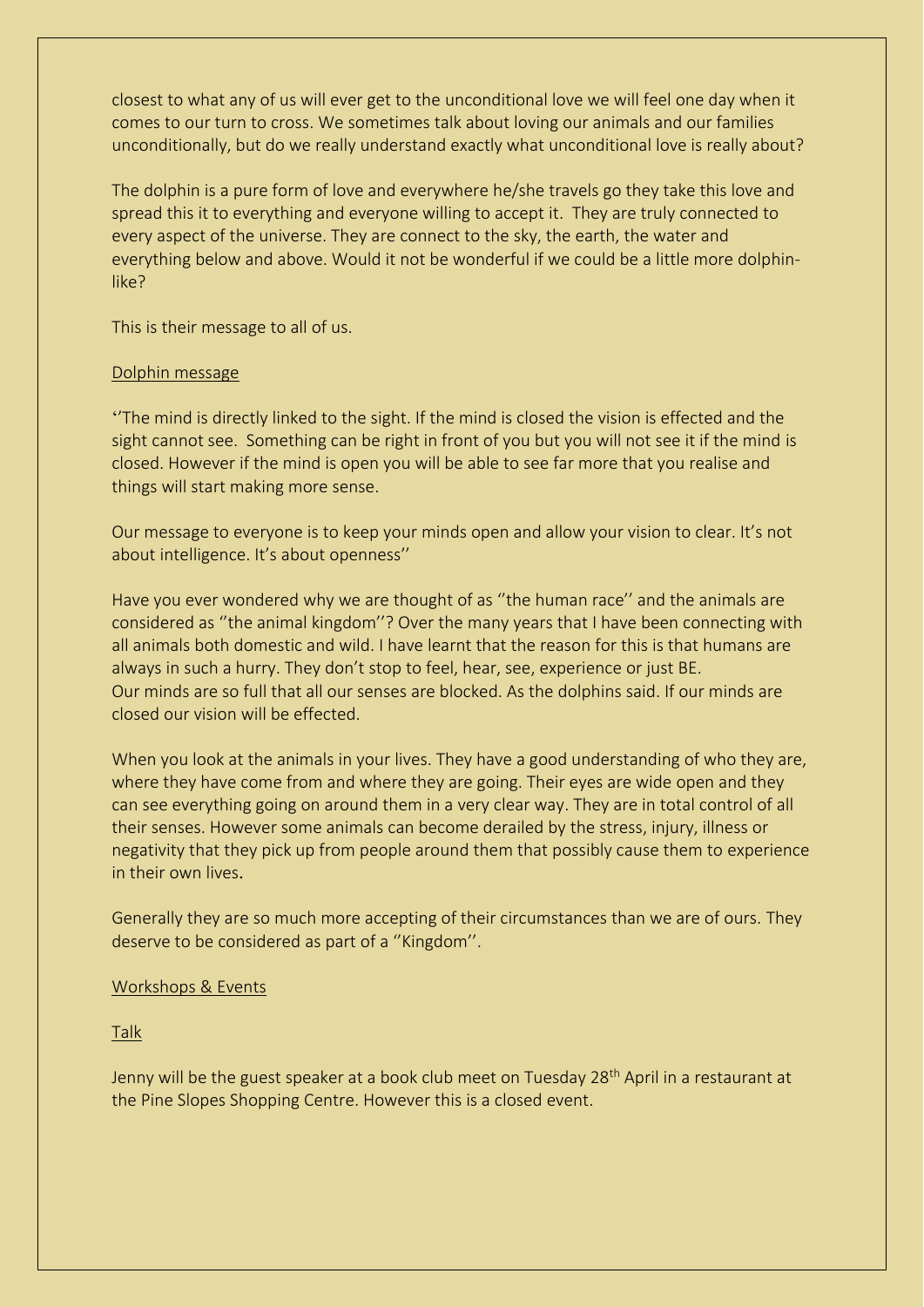closest to what any of us will ever get to the unconditional love we will feel one day when it comes to our turn to cross. We sometimes talk about loving our animals and our families unconditionally, but do we really understand exactly what unconditional love is really about?

The dolphin is a pure form of love and everywhere he/she travels go they take this love and spread this it to everything and everyone willing to accept it. They are truly connected to every aspect of the universe. They are connect to the sky, the earth, the water and everything below and above. Would it not be wonderful if we could be a little more dolphin-like?

This is their message to all of us.

<u>Dolphin message</u>

''The mind is directly linked to the sight. If the mind is closed the vision is effected and the sight cannot see. Something can be right in front of you but you will not see it if the mind is closed. However if the mind is open you will be able to see far more that you realise and things will start making more sense.

Our message to everyone is to keep your minds open and allow your vision to clear. It's not about intelligence. It's about openness''

Have you ever wondered why we are thought of as ''the human race'' and the animals are considered as ''the animal kingdom''? Over the many years that I have been connecting with all animals both domestic and wild. I have learnt that the reason for this is that humans are always in such a hurry. They don't stop to feel, hear, see, experience or just BE.
Our minds are so full that all our senses are blocked. As the dolphins said. If our minds are closed our vision will be effected.

When you look at the animals in your lives. They have a good understanding of who they are, where they have come from and where they are going. Their eyes are wide open and they can see everything going on around them in a very clear way. They are in total control of all their senses. However some animals can become derailed by the stress, injury, illness or negativity that they pick up from people around them that possibly cause them to experience in their own lives.

Generally they are so much more accepting of their circumstances than we are of ours. They deserve to be considered as part of a ''Kingdom''.

<u>Workshops & Events</u>

<u>Talk</u>

Jenny will be the guest speaker at a book club meet on Tuesday 28th April in a restaurant at the Pine Slopes Shopping Centre. However this is a closed event.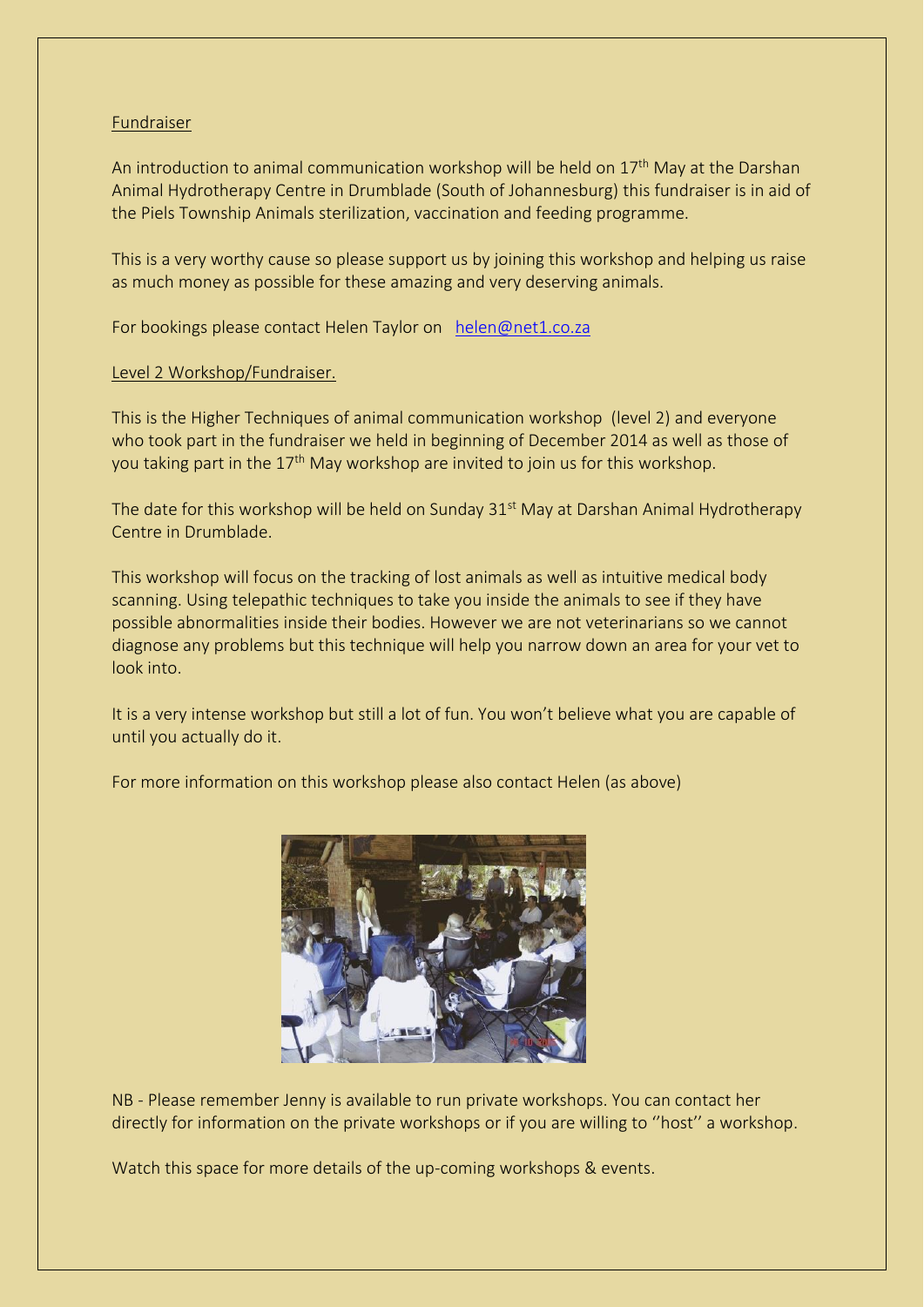Fundraiser

An introduction to animal communication workshop will be held on 17th May at the Darshan Animal Hydrotherapy Centre in Drumblade (South of Johannesburg) this fundraiser is in aid of the Piels Township Animals sterilization, vaccination and feeding programme.

This is a very worthy cause so please support us by joining this workshop and helping us raise as much money as possible for these amazing and very deserving animals.

For bookings please contact Helen Taylor on [helen@net1.co.za](mailto:helen@net1.co.za)

Level 2 Workshop/Fundraiser.

This is the Higher Techniques of animal communication workshop (level 2) and everyone who took part in the fundraiser we held in beginning of December 2014 as well as those of you taking part in the 17th May workshop are invited to join us for this workshop.

The date for this workshop will be held on Sunday 31st May at Darshan Animal Hydrotherapy Centre in Drumblade.

This workshop will focus on the tracking of lost animals as well as intuitive medical body scanning. Using telepathic techniques to take you inside the animals to see if they have possible abnormalities inside their bodies. However we are not veterinarians so we cannot diagnose any problems but this technique will help you narrow down an area for your vet to look into.

It is a very intense workshop but still a lot of fun. You won't believe what you are capable of until you actually do it.

For more information on this workshop please also contact Helen (as above)

NB - Please remember Jenny is available to run private workshops. You can contact her directly for information on the private workshops or if you are willing to ''host'' a workshop.

Watch this space for more details of the up-coming workshops & events.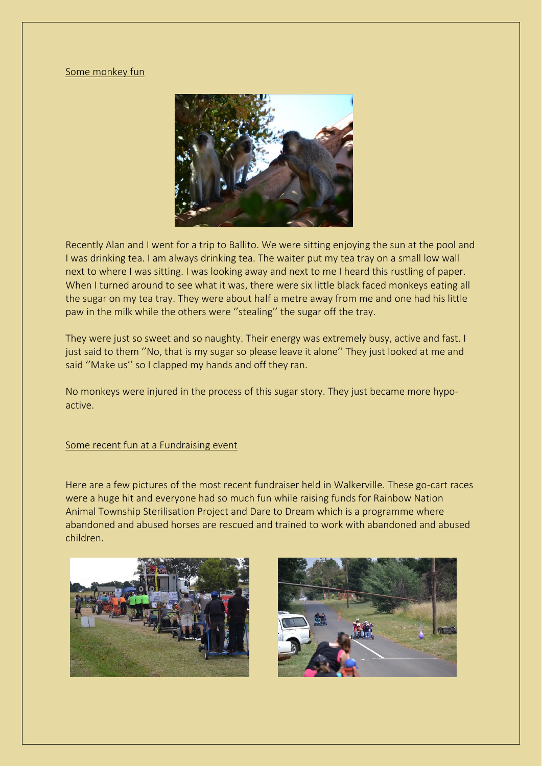Some monkey fun

Recently Alan and I went for a trip to Ballito. We were sitting enjoying the sun at the pool and I was drinking tea. I am always drinking tea. The waiter put my tea tray on a small low wall next to where I was sitting. I was looking away and next to me I heard this rustling of paper. When I turned around to see what it was, there were six little black faced monkeys eating all the sugar on my tea tray. They were about half a metre away from me and one had his little paw in the milk while the others were ''stealing'' the sugar off the tray.

They were just so sweet and so naughty. Their energy was extremely busy, active and fast. I just said to them ''No, that is my sugar so please leave it alone'' They just looked at me and said ''Make us'' so I clapped my hands and off they ran.

No monkeys were injured in the process of this sugar story. They just became more hypo-active.

Some recent fun at a Fundraising event

Here are a few pictures of the most recent fundraiser held in Walkerville. These go-cart races were a huge hit and everyone had so much fun while raising funds for Rainbow Nation Animal Township Sterilisation Project and Dare to Dream which is a programme where abandoned and abused horses are rescued and trained to work with abandoned and abused children.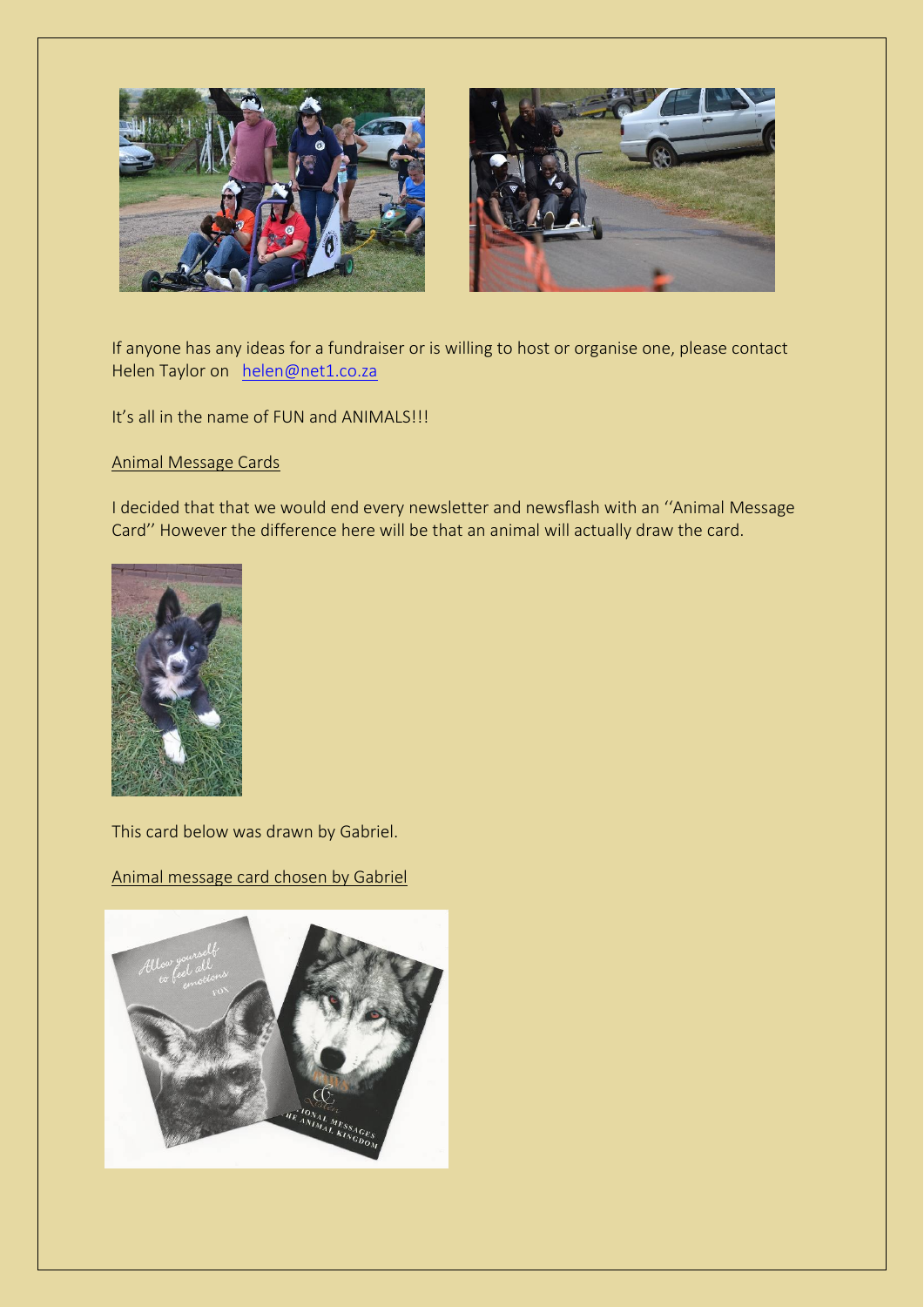If anyone has any ideas for a fundraiser or is willing to host or organise one, please contact Helen Taylor on  helen@net1.co.za

It's all in the name of FUN and ANIMALS!!!

Animal Message Cards

I decided that that we would end every newsletter and newsflash with an ''Animal Message Card'' However the difference here will be that an animal will actually draw the card.

This card below was drawn by Gabriel.

Animal message card chosen by Gabriel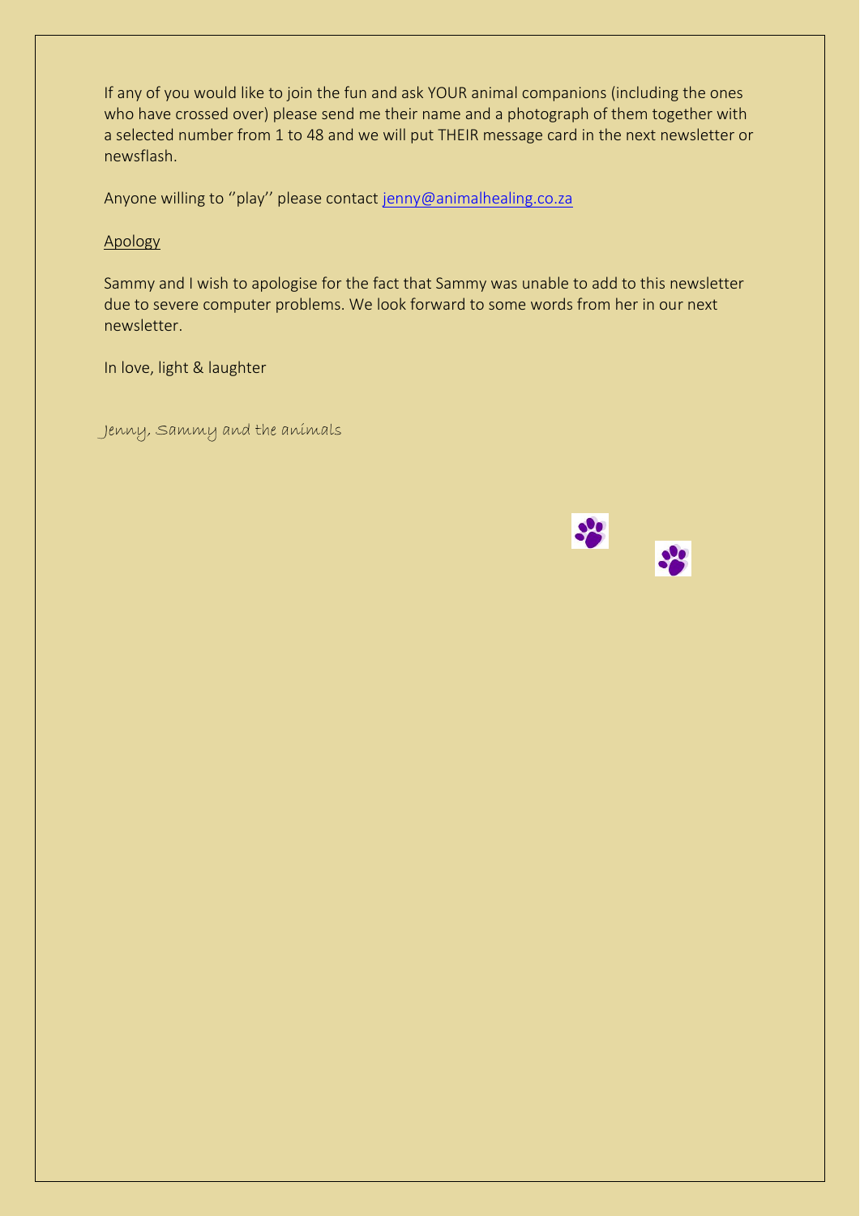If any of you would like to join the fun and ask YOUR animal companions (including the ones who have crossed over) please send me their name and a photograph of them together with a selected number from 1 to 48 and we will put THEIR message card in the next newsletter or newsflash.

Anyone willing to ''play'' please contact jenny@animalhealing.co.za

Apology

Sammy and I wish to apologise for the fact that Sammy was unable to add to this newsletter due to severe computer problems. We look forward to some words from her in our next newsletter.

In love, light & laughter

*Jenny, Sammy and the animals*